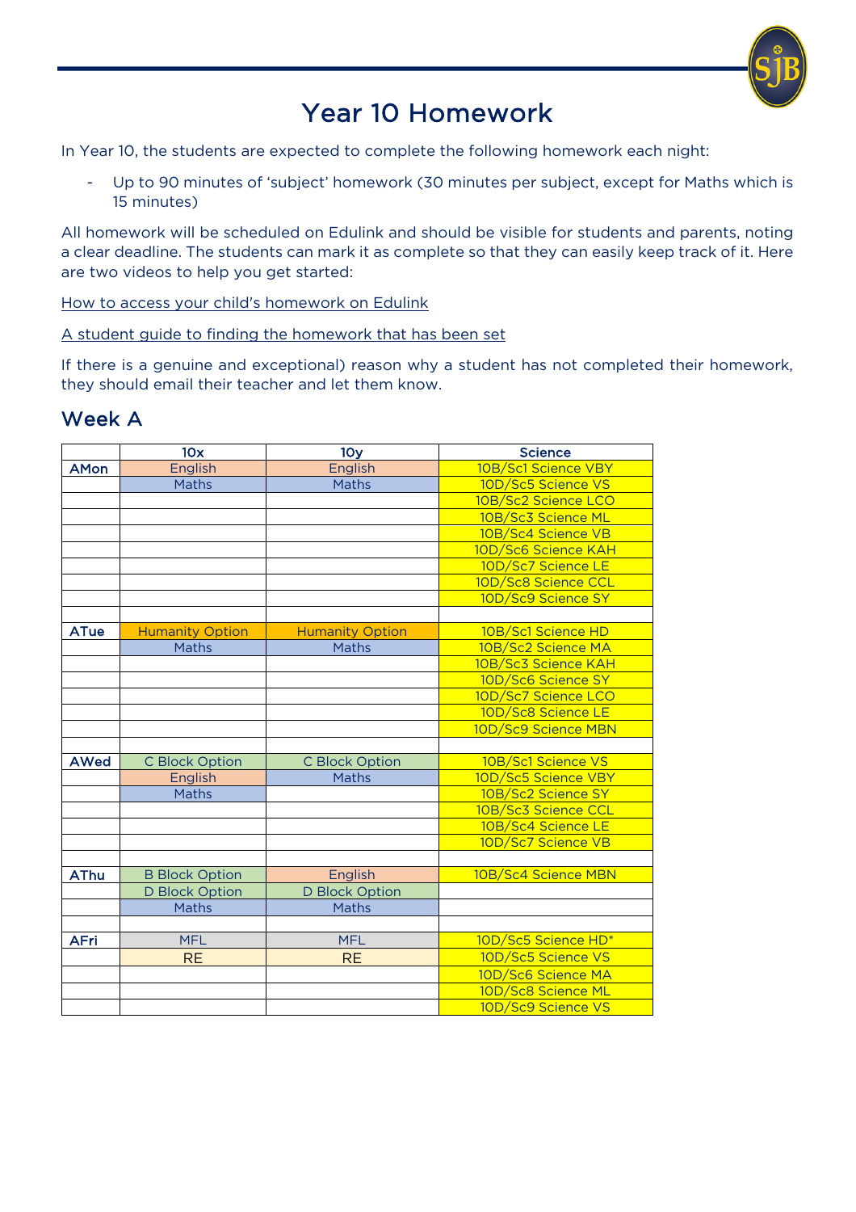# Year 10 Homework

In Year 10, the students are expected to complete the following homework each night:

- Up to 90 minutes of 'subject' homework (30 minutes per subject, except for Maths which is 15 minutes)

All homework will be scheduled on Edulink and should be visible for students and parents, noting a clear deadline. The students can mark it as complete so that they can easily keep track of it. Here are two videos to help you get started:

How to access your child's homework on Edulink

A student guide to finding the homework that has been set

If there is a genuine and exceptional) reason why a student has not completed their homework, they should email their teacher and let them know.

## Week A

| | 10x | 10y | Science |
|---|---|---|---|
| AMon | English | English | 10B/Sc1 Science VBY |
| | Maths | Maths | 10D/Sc5 Science VS |
| | | | 10B/Sc2 Science LCO |
| | | | 10B/Sc3 Science ML |
| | | | 10B/Sc4 Science VB |
| | | | 10D/Sc6 Science KAH |
| | | | 10D/Sc7 Science LE |
| | | | 10D/Sc8 Science CCL |
| | | | 10D/Sc9 Science SY |
| | | | |
| ATue | Humanity Option | Humanity Option | 10B/Sc1 Science HD |
| | Maths | Maths | 10B/Sc2 Science MA |
| | | | 10B/Sc3 Science KAH |
| | | | 10D/Sc6 Science SY |
| | | | 10D/Sc7 Science LCO |
| | | | 10D/Sc8 Science LE |
| | | | 10D/Sc9 Science MBN |
| | | | |
| AWed | C Block Option | C Block Option | 10B/Sc1 Science VS |
| | English | Maths | 10D/Sc5 Science VBY |
| | Maths | | 10B/Sc2 Science SY |
| | | | 10B/Sc3 Science CCL |
| | | | 10B/Sc4 Science LE |
| | | | 10D/Sc7 Science VB |
| | | | |
| AThu | B Block Option | English | 10B/Sc4 Science MBN |
| | D Block Option | D Block Option | |
| | Maths | Maths | |
| | | | |
| AFri | MFL | MFL | 10D/Sc5 Science HD* |
| | RE | RE | 10D/Sc5 Science VS |
| | | | 10D/Sc6 Science MA |
| | | | 10D/Sc8 Science ML |
| | | | 10D/Sc9 Science VS |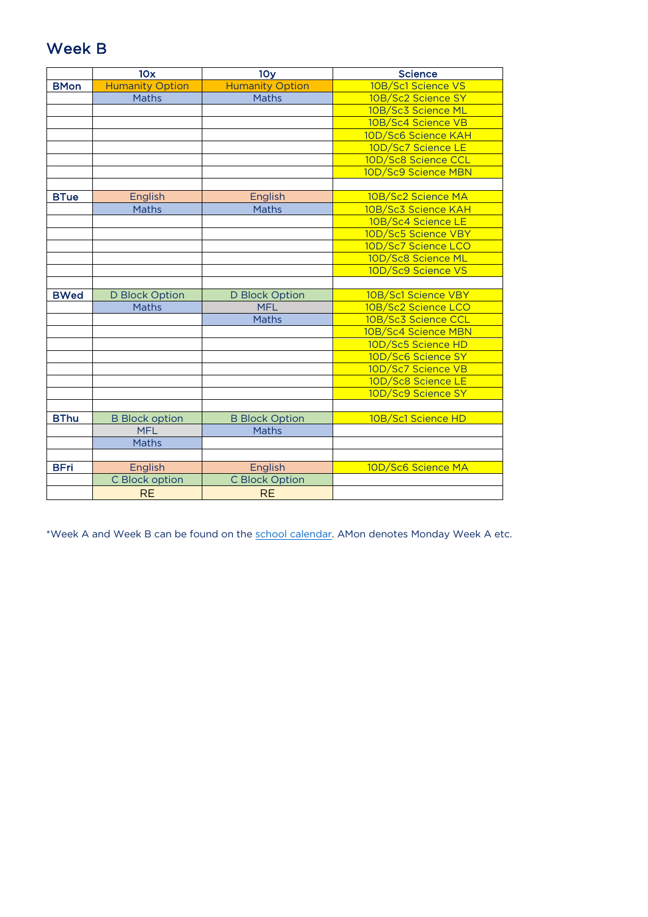## Week B

| | 10x | 10y | Science |
|---|---|---|---|
| BMon | Humanity Option | Humanity Option | 10B/Sc1 Science VS |
| | Maths | Maths | 10B/Sc2 Science SY |
| | | | 10B/Sc3 Science ML |
| | | | 10B/Sc4 Science VB |
| | | | 10D/Sc6 Science KAH |
| | | | 10D/Sc7 Science LE |
| | | | 10D/Sc8 Science CCL |
| | | | 10D/Sc9 Science MBN |
| | | | |
| BTue | English | English | 10B/Sc2 Science MA |
| | Maths | Maths | 10B/Sc3 Science KAH |
| | | | 10B/Sc4 Science LE |
| | | | 10D/Sc5 Science VBY |
| | | | 10D/Sc7 Science LCO |
| | | | 10D/Sc8 Science ML |
| | | | 10D/Sc9 Science VS |
| | | | |
| BWed | D Block Option | D Block Option | 10B/Sc1 Science VBY |
| | Maths | MFL | 10B/Sc2 Science LCO |
| | | Maths | 10B/Sc3 Science CCL |
| | | | 10B/Sc4 Science MBN |
| | | | 10D/Sc5 Science HD |
| | | | 10D/Sc6 Science SY |
| | | | 10D/Sc7 Science VB |
| | | | 10D/Sc8 Science LE |
| | | | 10D/Sc9 Science SY |
| | | | |
| BThu | B Block option | B Block Option | 10B/Sc1 Science HD |
| | MFL | Maths | |
| | Maths | | |
| | | | |
| BFri | English | English | 10D/Sc6 Science MA |
| | C Block option | C Block Option | |
| | RE | RE | |

*Week A and Week B can be found on the school calendar. AMon denotes Monday Week A etc.